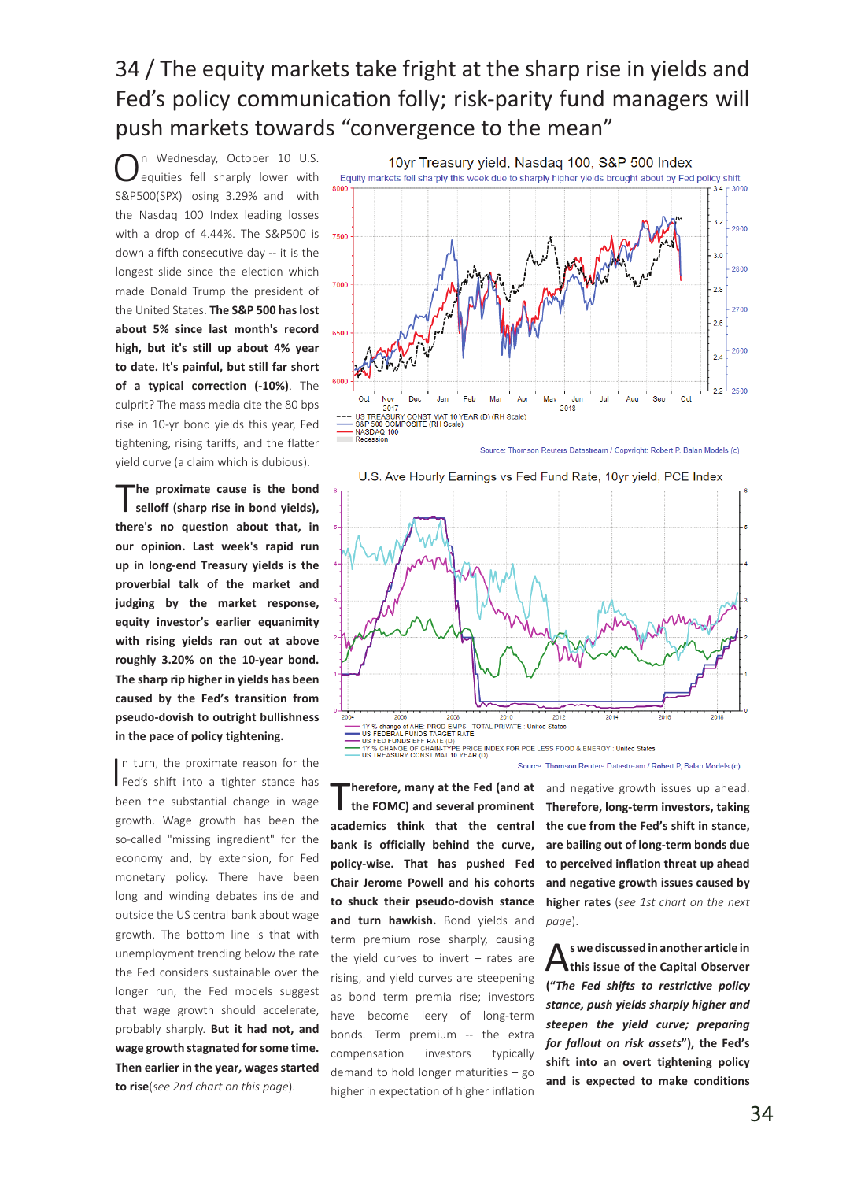# 34 / The equity markets take fright at the sharp rise in yields and Fed's policy communication folly; risk-parity fund managers will push markets towards "convergence to the mean"

On Wednesday, October 10 U.S. equities fell sharply lower with S&P500(SPX) losing 3.29% and with the Nasdaq 100 Index leading losses with a drop of 4.44%. The S&P500 is down a fifth consecutive day -- it is the longest slide since the election which made Donald Trump the president of the United States. **The S&P 500 has lost about 5% since last month's record high, but it's still up about 4% year to date. It's painful, but still far short of a typical correction (-10%)**. The culprit? The mass media cite the 80 bps rise in 10-yr bond yields this year, Fed tightening, rising tariffs, and the flatter yield curve (a claim which is dubious).

**The proximate cause is the bond selloff (sharp rise in bond yields), there's no question about that, in our opinion. Last week's rapid run up in long-end Treasury yields is the proverbial talk of the market and judging by the market response, equity investor's earlier equanimity with rising yields ran out at above roughly 3.20% on the 10-year bond. The sharp rip higher in yields has been caused by the Fed's transition from pseudo-dovish to outright bullishness in the pace of policy tightening.**

In turn, the proximate reason for the Fed's shift into a tighter stance has been the substantial change in wage growth. Wage growth has been the so-called "missing ingredient" for the economy and, by extension, for Fed monetary policy. There have been long and winding debates inside and outside the US central bank about wage growth. The bottom line is that with unemployment trending below the rate the Fed considers sustainable over the longer run, the Fed models suggest that wage growth should accelerate, probably sharply. **But it had not, and wage growth stagnated for some time. Then earlier in the year, wages started to rise**(*see 2nd chart on this page*).

10yr Treasury yield, Nasdaq 100, S&P 500 Index

Equity markets fell sharply lower this week due to sharply higher yields brought about by Fed policy shift

Source: Thomson Reuters Datastream / Copyright: Robert P. Balan Models (c)

U.S. Ave Hourly Earnings vs Fed Fund Rate, 10yr yield, PCE Index

Source: Thomson Reuters Datastream / Robert P. Balan Models (c)

**Therefore, many at the Fed (and at the FOMC) and several prominent academics think that the central bank is officially behind the curve, policy-wise. That has pushed Fed Chair Jerome Powell and his cohorts to shuck their pseudo-dovish stance and turn hawkish.** Bond yields and term premium rose sharply, causing the yield curves to invert – rates are rising, and yield curves are steepening as bond term premia rise; investors have become leery of long-term bonds. Term premium -- the extra compensation investors typically demand to hold longer maturities – go higher in expectation of higher inflation and negative growth issues up ahead. **Therefore, long-term investors, taking the cue from the Fed's shift in stance, are bailing out of long-term bonds due to perceived inflation threat up ahead and negative growth issues caused by higher rates** (*see 1st chart on the next page*).

**As we discussed in another article in this issue of the Capital Observer ("*The Fed shifts to restrictive policy stance, push yields sharply higher and steepen the yield curve; preparing for fallout on risk assets*"), the Fed's shift into an overt tightening policy and is expected to make conditions**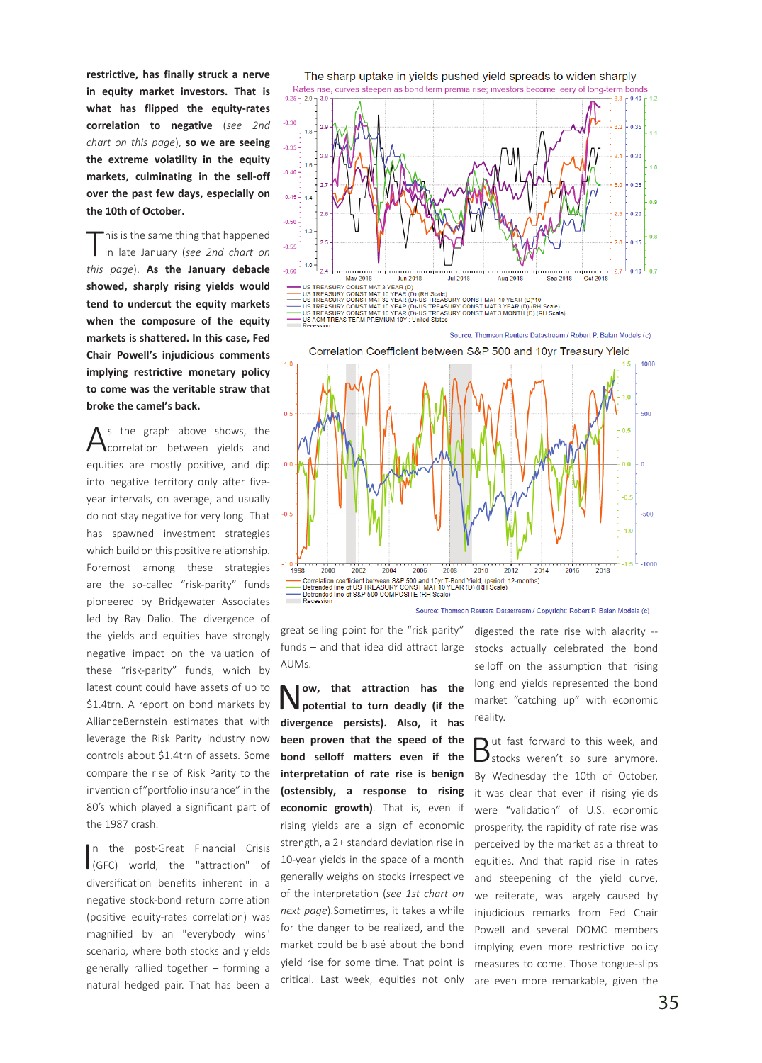**restrictive, has finally struck a nerve in equity market investors. That is what has flipped the equity-rates correlation to negative** (*see 2nd chart on this page*), **so we are seeing the extreme volatility in the equity markets, culminating in the sell-off over the past few days, especially on the 10th of October.**

This is the same thing that happened in late January (*see 2nd chart on this page*). **As the January debacle showed, sharply rising yields would tend to undercut the equity markets when the composure of the equity markets is shattered. In this case, Fed Chair Powell's injudicious comments implying restrictive monetary policy to come was the veritable straw that broke the camel's back.**

As the graph above shows, the correlation between yields and equities are mostly positive, and dip into negative territory only after five-year intervals, on average, and usually do not stay negative for very long. That has spawned investment strategies which build on this positive relationship. Foremost among these strategies are the so-called "risk-parity" funds pioneered by Bridgewater Associates led by Ray Dalio. The divergence of the yields and equities have strongly negative impact on the valuation of these "risk-parity" funds, which by latest count could have assets of up to $1.4trn. A report on bond markets by AllianceBernstein estimates that with leverage the Risk Parity industry now controls about $1.4trn of assets. Some compare the rise of Risk Parity to the invention of"portfolio insurance" in the 80's which played a significant part of the 1987 crash.

In the post-Great Financial Crisis (GFC) world, the "attraction" of diversification benefits inherent in a negative stock-bond return correlation (positive equity-rates correlation) was magnified by an "everybody wins" scenario, where both stocks and yields generally rallied together – forming a natural hedged pair. That has been a great selling point for the "risk parity" funds – and that idea did attract large AUMs.

**The sharp uptake in yields pushed yield spreads to widen sharply**

Rates rise, curves steepen as bond term premia rise; investors become leery of long-term bonds

- US TREASURY CONST MAT 3 YEAR (D)
- US TREASURY CONST MAT 10 YEAR (D) (RH Scale)
- US TREASURY CONST MAT 30 YEAR (D)-US TREASURY CONST MAT 10 YEAR (D)*10
- US TREASURY CONST MAT 10 YEAR (D)-US TREASURY CONST MAT 3 YEAR (D) (RH Scale)
- US TREASURY CONST MAT 10 YEAR (D)-US TREASURY CONST MAT 3 MONTH (D) (RH Scale)
- US ACM TREAS TERM PREMIUM 10Y : United States
- Recession

Source: Thomson Reuters Datastream / Robert P. Balan Models (c)

**Correlation Coefficient between S&P 500 and 10yr Treasury Yield**

- Correlation coefficient between S&P 500 and 10yr T-Bond Yield, (period: 12-months)
- Detrended line of US TREASURY CONST MAT 10 YEAR (D) (RH Scale)
- Detrended line of S&P 500 COMPOSITE (RH Scale)
- Recession

Source: Thomson Reuters Datastream / Copyright: Robert P. Balan Models (c)

**Now, that attraction has the potential to turn deadly (if the divergence persists). Also, it has been proven that the speed of the bond selloff matters even if the interpretation of rate rise is benign (ostensibly, a response to rising economic growth)**. That is, even if rising yields are a sign of economic strength, a 2+ standard deviation rise in 10-year yields in the space of a month generally weighs on stocks irrespective of the interpretation (*see 1st chart on next page*).Sometimes, it takes a while for the danger to be realized, and the market could be blasé about the bond yield rise for some time. That point is critical. Last week, equities not only digested the rate rise with alacrity -- stocks actually celebrated the bond selloff on the assumption that rising long end yields represented the bond market "catching up" with economic reality.

But fast forward to this week, and stocks weren't so sure anymore. By Wednesday the 10th of October, it was clear that even if rising yields were "validation" of U.S. economic prosperity, the rapidity of rate rise was perceived by the market as a threat to equities. And that rapid rise in rates and steepening of the yield curve, we reiterate, was largely caused by injudicious remarks from Fed Chair Powell and several DOMC members implying even more restrictive policy measures to come. Those tongue-slips are even more remarkable, given the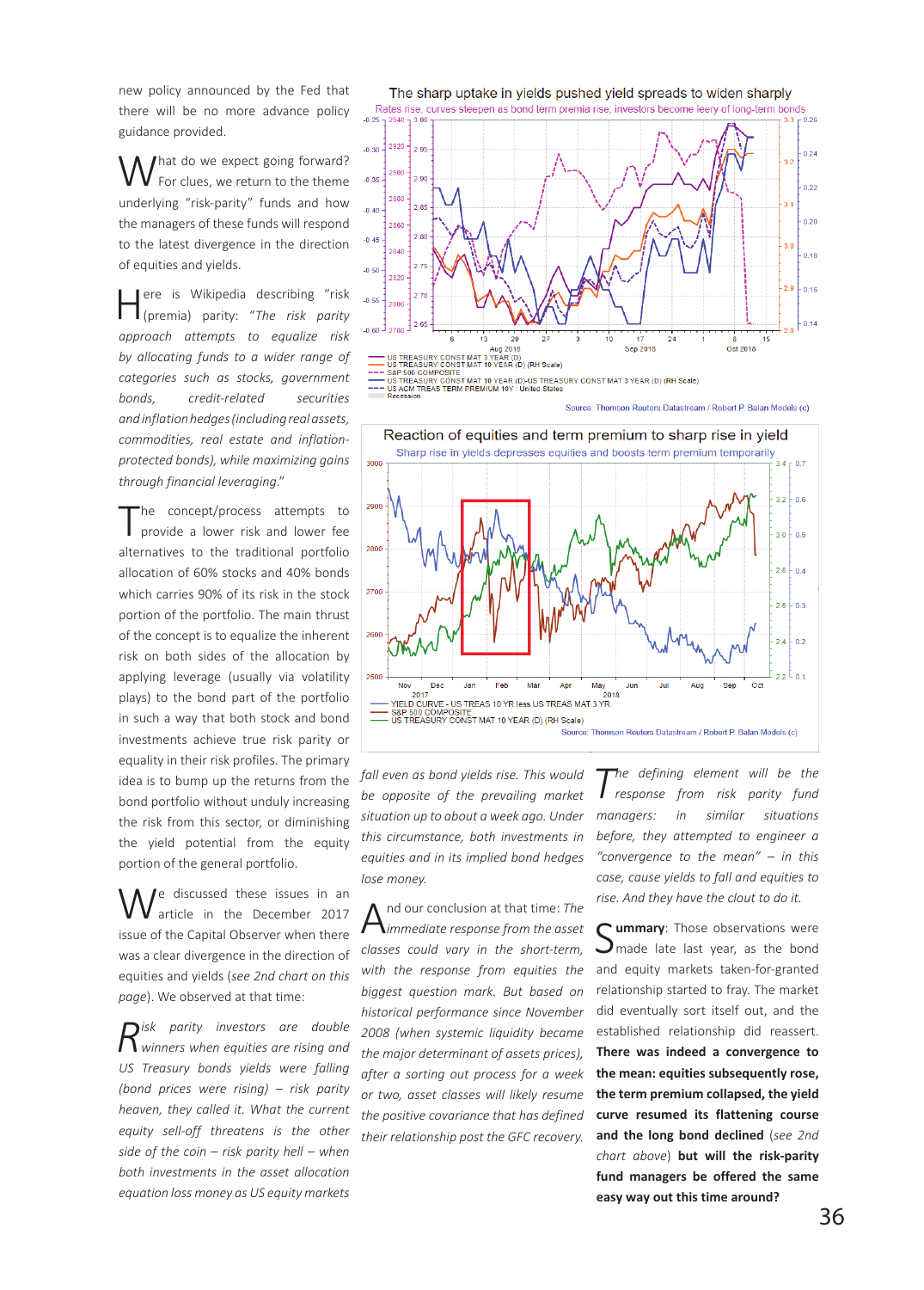new policy announced by the Fed that there will be no more advance policy guidance provided.

What do we expect going forward? For clues, we return to the theme underlying "risk-parity" funds and how the managers of these funds will respond to the latest divergence in the direction of equities and yields.

Here is Wikipedia describing "risk (premia) parity: *"The risk parity approach attempts to equalize risk by allocating funds to a wider range of categories such as stocks, government bonds, credit-related securities and inflation hedges (including real assets, commodities, real estate and inflation-protected bonds), while maximizing gains through financial leveraging."*

The concept/process attempts to provide a lower risk and lower fee alternatives to the traditional portfolio allocation of 60% stocks and 40% bonds which carries 90% of its risk in the stock portion of the portfolio. The main thrust of the concept is to equalize the inherent risk on both sides of the allocation by applying leverage (usually via volatility plays) to the bond part of the portfolio in such a way that both stock and bond investments achieve true risk parity or equality in their risk profiles. The primary idea is to bump up the returns from the bond portfolio without unduly increasing the risk from this sector, or diminishing the yield potential from the equity portion of the general portfolio.

We discussed these issues in an article in the December 2017 issue of the Capital Observer when there was a clear divergence in the direction of equities and yields (*see 2nd chart on this page*). We observed at that time:

*Risk parity investors are double winners when equities are rising and US Treasury bonds yields were falling (bond prices were rising) – risk parity heaven, they called it. What the current equity sell-off threatens is the other side of the coin – risk parity hell – when both investments in the asset allocation equation loss money as US equity markets fall even as bond yields rise. This would be opposite of the prevailing market situation up to about a week ago. Under this circumstance, both investments in equities and in its implied bond hedges lose money.*

And our conclusion at that time: *The immediate response from the asset classes could vary in the short-term, with the response from equities the biggest question mark. But based on historical performance since November 2008 (when systemic liquidity became the major determinant of assets prices), after a sorting out process for a week or two, asset classes will likely resume the positive covariance that has defined their relationship post the GFC recovery.*

*The defining element will be the response from risk parity fund managers: in similar situations before, they attempted to engineer a "convergence to the mean" – in this case, cause yields to fall and equities to rise. And they have the clout to do it.*

**Summary**: Those observations were made late last year, as the bond and equity markets taken-for-granted relationship started to fray. The market did eventually sort itself out, and the established relationship did reassert. **There was indeed a convergence to the mean: equities subsequently rose, the term premium collapsed, the yield curve resumed its flattening course and the long bond declined** (*see 2nd chart above*) **but will the risk-parity fund managers be offered the same easy way out this time around?**

The sharp uptake in yields pushed yield spreads to widen sharply

Rates rise, curves steepen as bond term premia rise; investors become leery of long-term bonds

-0.25, -0.30, -0.35, -0.40, -0.45, -0.50, -0.55, -0.60

2940, 2920, 2900, 2880, 2860, 2840, 2820, 2800, 2780

3.00, 2.95, 2.90, 2.85, 2.80, 2.75, 2.70, 2.65

3.3, 3.2, 3.1, 3.0, 2.9, 2.8

0.26, 0.24, 0.22, 0.20, 0.18, 0.16, 0.14

6, 13, 20, 27, 3, 10, 17, 24, 1, 8, 15

Aug 2018, Sep 2018, Oct 2018

US TREASURY CONST MAT 3 YEAR (D)
US TREASURY CONST MAT 10 YEAR (D) (RH Scale)
S&P 500 COMPOSITE
US TREASURY CONST MAT 10 YEAR (D)-US TREASURY CONST MAT 3 YEAR (D) (RH Scale)
US ACM TREAS TERM PREMIUM 10Y : United States
Recession

Source: Thomson Reuters Datastream / Robert P. Balan Models (c)

Reaction of equities and term premium to sharp rise in yield

Sharp rise in yields depresses equities and boosts term premium temporarily

3000, 2900, 2800, 2700, 2600, 2500

3.4, 3.2, 3.0, 2.8, 2.6, 2.4, 2.2

0.7, 0.6, 0.5, 0.4, 0.3, 0.2, 0.1

Nov, Dec, Jan, Feb, Mar, Apr, May, Jun, Jul, Aug, Sep, Oct

2017, 2018

YIELD CURVE - US TREAS 10 YR less US TREAS MAT 3 YR
S&P 500 COMPOSITE
US TREASURY CONST MAT 10 YEAR (D) (RH Scale)

Source: Thomson Reuters Datastream / Robert P. Balan Models (c)